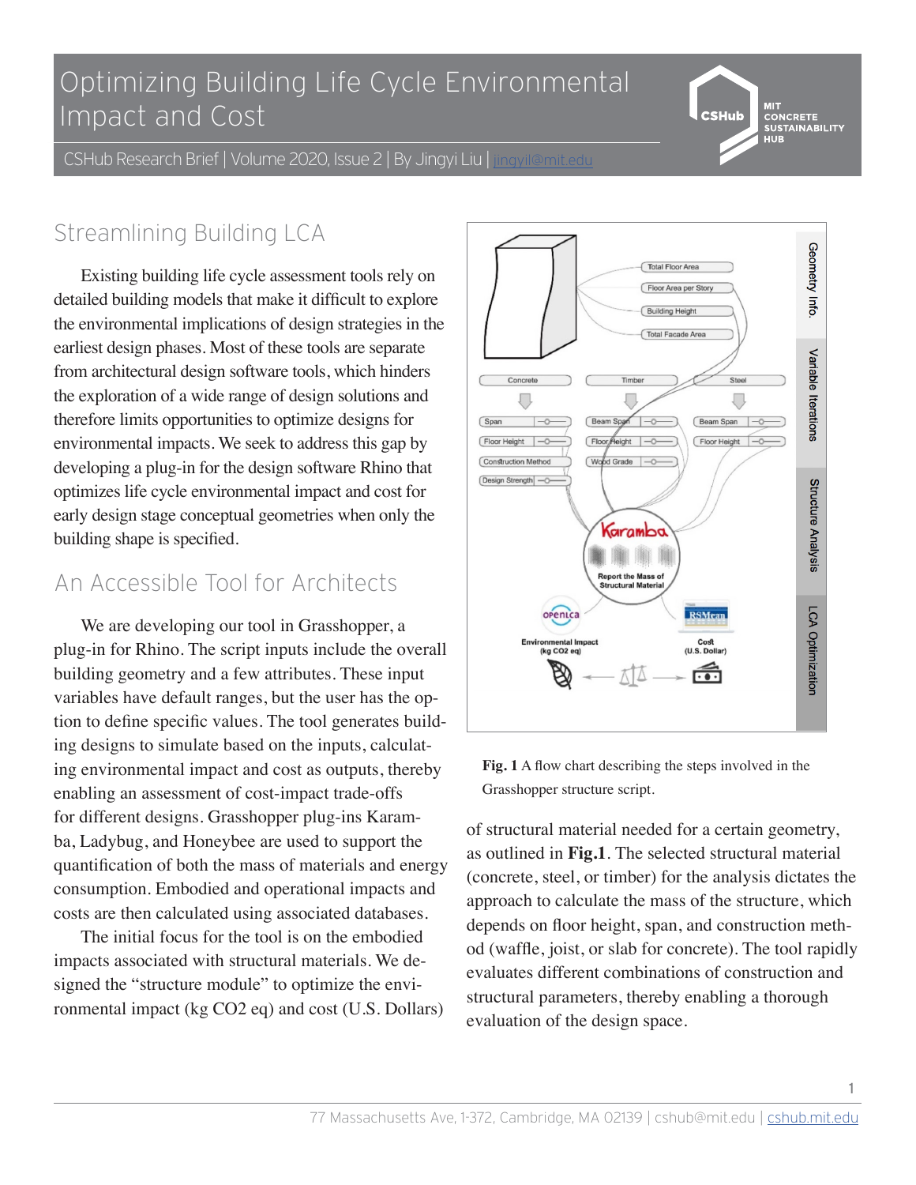# Optimizing Building Life Cycle Environmental Impact and Cost

CSHub Research Brief | Volume 2020, Issue 2 | By Jingyi Liu | jingyil@mit.edu

## Streamlining Building LCA

Existing building life cycle assessment tools rely on detailed building models that make it difficult to explore the environmental implications of design strategies in the earliest design phases. Most of these tools are separate from architectural design software tools, which hinders the exploration of a wide range of design solutions and therefore limits opportunities to optimize designs for environmental impacts. We seek to address this gap by developing a plug-in for the design software Rhino that optimizes life cycle environmental impact and cost for early design stage conceptual geometries when only the building shape is specified.

## An Accessible Tool for Architects

We are developing our tool in Grasshopper, a plug-in for Rhino. The script inputs include the overall building geometry and a few attributes. These input variables have default ranges, but the user has the option to define specific values. The tool generates building designs to simulate based on the inputs, calculating environmental impact and cost as outputs, thereby enabling an assessment of cost-impact trade-offs for different designs. Grasshopper plug-ins Karamba, Ladybug, and Honeybee are used to support the quantification of both the mass of materials and energy consumption. Embodied and operational impacts and costs are then calculated using associated databases.

The initial focus for the tool is on the embodied impacts associated with structural materials. We designed the "structure module" to optimize the environmental impact (kg CO2 eq) and cost (U.S. Dollars) of structural material needed for a certain geometry, as outlined in **Fig.1**. The selected structural material (concrete, steel, or timber) for the analysis dictates the approach to calculate the mass of the structure, which depends on floor height, span, and construction method (waffle, joist, or slab for concrete). The tool rapidly evaluates different combinations of construction and structural parameters, thereby enabling a thorough evaluation of the design space.

**Fig. 1** A flow chart describing the steps involved in the Grasshopper structure script.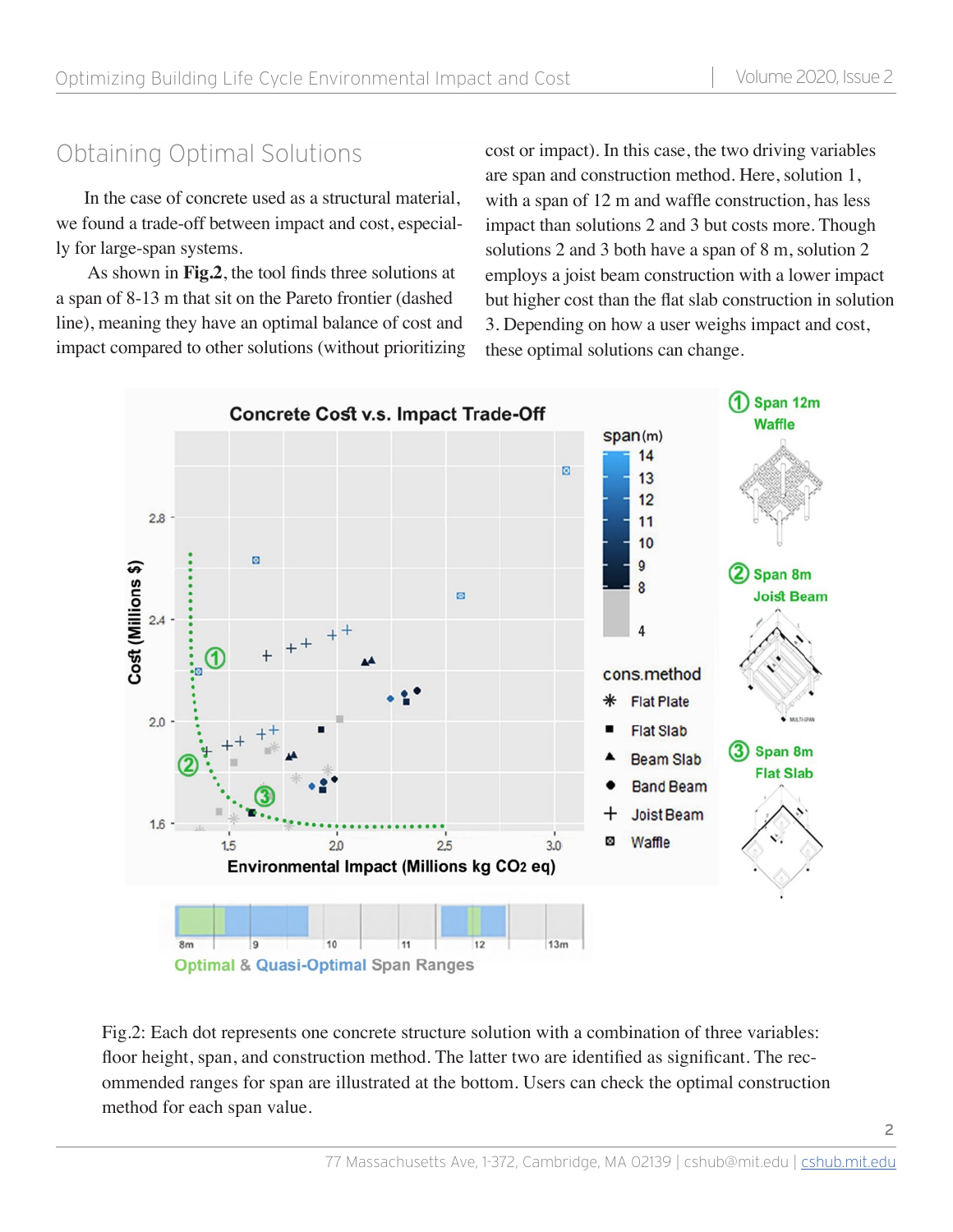## Obtaining Optimal Solutions

In the case of concrete used as a structural material, we found a trade-off between impact and cost, especially for large-span systems.

As shown in **Fig.2**, the tool finds three solutions at a span of 8-13 m that sit on the Pareto frontier (dashed line), meaning they have an optimal balance of cost and impact compared to other solutions (without prioritizing cost or impact). In this case, the two driving variables are span and construction method. Here, solution 1, with a span of 12 m and waffle construction, has less impact than solutions 2 and 3 but costs more. Though solutions 2 and 3 both have a span of 8 m, solution 2 employs a joist beam construction with a lower impact but higher cost than the flat slab construction in solution 3. Depending on how a user weighs impact and cost, these optimal solutions can change.

Fig.2: Each dot represents one concrete structure solution with a combination of three variables: floor height, span, and construction method. The latter two are identified as significant. The recommended ranges for span are illustrated at the bottom. Users can check the optimal construction method for each span value.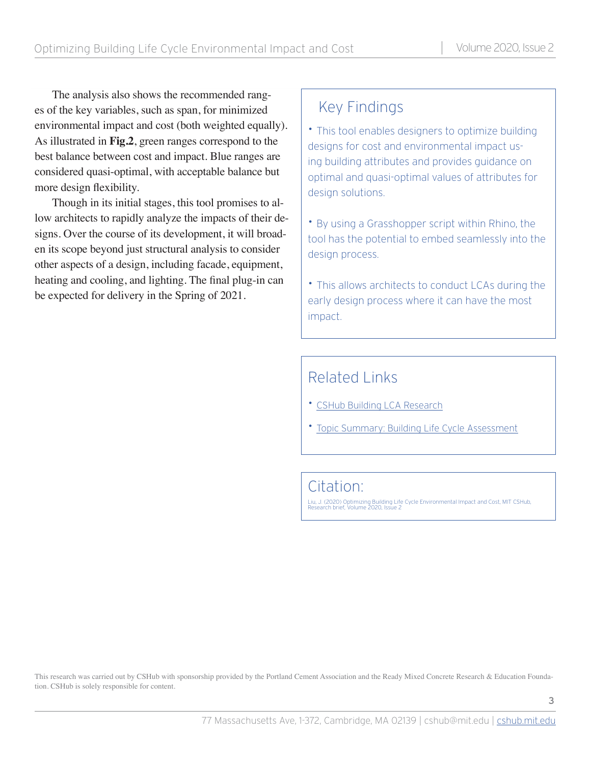The analysis also shows the recommended ranges of the key variables, such as span, for minimized environmental impact and cost (both weighted equally). As illustrated in **Fig.2**, green ranges correspond to the best balance between cost and impact. Blue ranges are considered quasi-optimal, with acceptable balance but more design flexibility.

Though in its initial stages, this tool promises to allow architects to rapidly analyze the impacts of their designs. Over the course of its development, it will broaden its scope beyond just structural analysis to consider other aspects of a design, including facade, equipment, heating and cooling, and lighting. The final plug-in can be expected for delivery in the Spring of 2021.

## Key Findings

- This tool enables designers to optimize building designs for cost and environmental impact using building attributes and provides guidance on optimal and quasi-optimal values of attributes for design solutions.
- By using a Grasshopper script within Rhino, the tool has the potential to embed seamlessly into the design process.
- This allows architects to conduct LCAs during the early design process where it can have the most impact.

## Related Links

- CSHub Building LCA Research
- Topic Summary: Building Life Cycle Assessment

## Citation:

Liu, J. (2020) Optimizing Building Life Cycle Environmental Impact and Cost, MIT CSHub, Research brief, Volume 2020, Issue 2

This research was carried out by CSHub with sponsorship provided by the Portland Cement Association and the Ready Mixed Concrete Research & Education Foundation. CSHub is solely responsible for content.

77 Massachusetts Ave, 1-372, Cambridge, MA 02139 | cshub@mit.edu | cshub.mit.edu